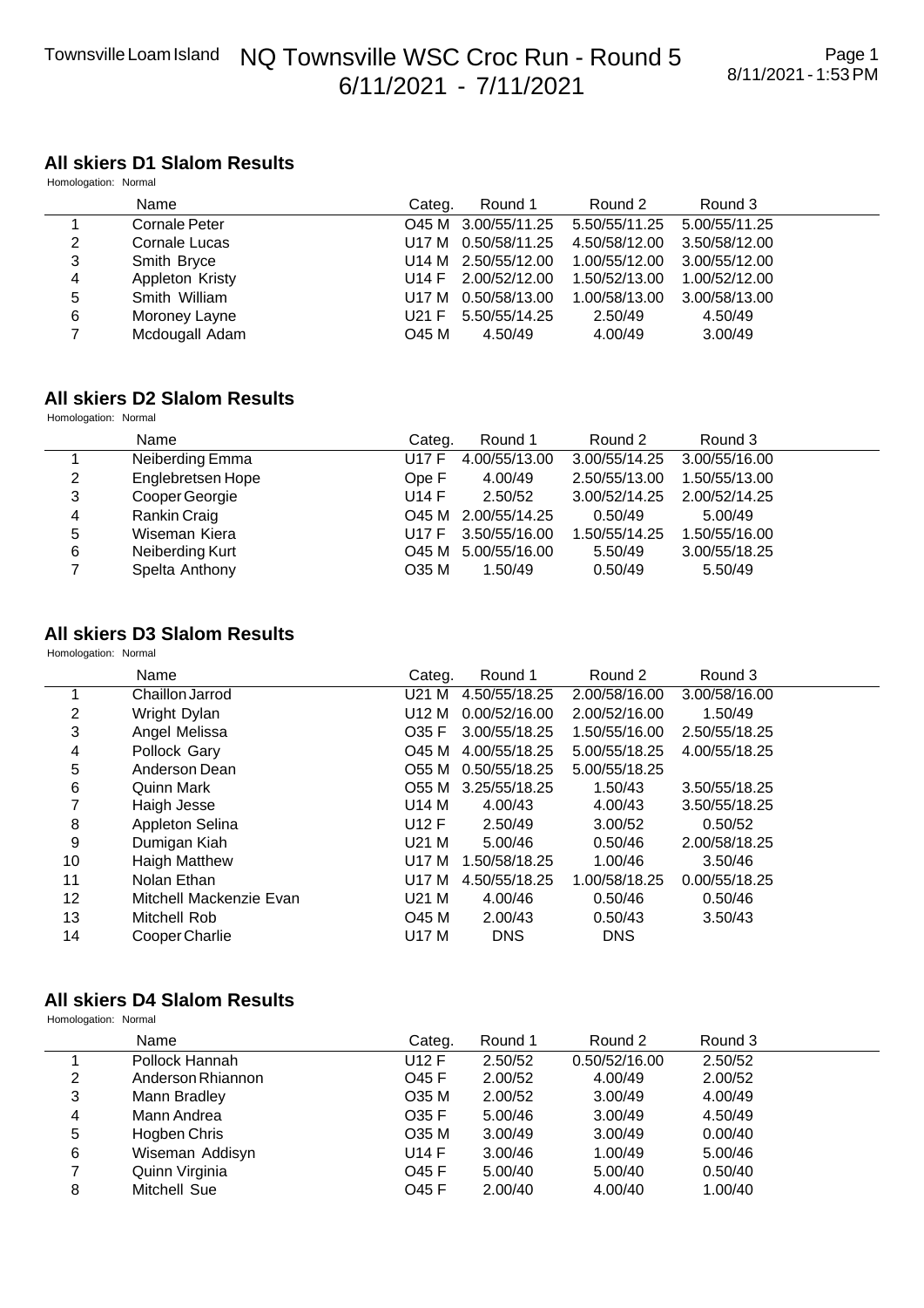# NQ Townsville WSC Croc Run - Round 5

Townsville Loam Island

6/11/2021 - 7/11/2021

8/11/2021 - 1:53 PM

## All skiers D1 Slalom Results

Homologation: Normal

| | Name | Categ. | Round 1 | Round 2 | Round 3 |
|---|---|---|---|---|---|
| 1 | Cornale Peter | O45 M | 3.00/55/11.25 | 5.50/55/11.25 | 5.00/55/11.25 |
| 2 | Cornale Lucas | U17 M | 0.50/58/11.25 | 4.50/58/12.00 | 3.50/58/12.00 |
| 3 | Smith Bryce | U14 M | 2.50/55/12.00 | 1.00/55/12.00 | 3.00/55/12.00 |
| 4 | Appleton Kristy | U14 F | 2.00/52/12.00 | 1.50/52/13.00 | 1.00/52/12.00 |
| 5 | Smith William | U17 M | 0.50/58/13.00 | 1.00/58/13.00 | 3.00/58/13.00 |
| 6 | Moroney Layne | U21 F | 5.50/55/14.25 | 2.50/49 | 4.50/49 |
| 7 | Mcdougall Adam | O45 M | 4.50/49 | 4.00/49 | 3.00/49 |

## All skiers D2 Slalom Results

Homologation: Normal

| | Name | Categ. | Round 1 | Round 2 | Round 3 |
|---|---|---|---|---|---|
| 1 | Neiberding Emma | U17 F | 4.00/55/13.00 | 3.00/55/14.25 | 3.00/55/16.00 |
| 2 | Englebretsen Hope | Ope F | 4.00/49 | 2.50/55/13.00 | 1.50/55/13.00 |
| 3 | Cooper Georgie | U14 F | 2.50/52 | 3.00/52/14.25 | 2.00/52/14.25 |
| 4 | Rankin Craig | O45 M | 2.00/55/14.25 | 0.50/49 | 5.00/49 |
| 5 | Wiseman Kiera | U17 F | 3.50/55/16.00 | 1.50/55/14.25 | 1.50/55/16.00 |
| 6 | Neiberding Kurt | O45 M | 5.00/55/16.00 | 5.50/49 | 3.00/55/18.25 |
| 7 | Spelta Anthony | O35 M | 1.50/49 | 0.50/49 | 5.50/49 |

## All skiers D3 Slalom Results

Homologation: Normal

| | Name | Categ. | Round 1 | Round 2 | Round 3 |
|---|---|---|---|---|---|
| 1 | Chaillon Jarrod | U21 M | 4.50/55/18.25 | 2.00/58/16.00 | 3.00/58/16.00 |
| 2 | Wright Dylan | U12 M | 0.00/52/16.00 | 2.00/52/16.00 | 1.50/49 |
| 3 | Angel Melissa | O35 F | 3.00/55/18.25 | 1.50/55/16.00 | 2.50/55/18.25 |
| 4 | Pollock Gary | O45 M | 4.00/55/18.25 | 5.00/55/18.25 | 4.00/55/18.25 |
| 5 | Anderson Dean | O55 M | 0.50/55/18.25 | 5.00/55/18.25 | |
| 6 | Quinn Mark | O55 M | 3.25/55/18.25 | 1.50/43 | 3.50/55/18.25 |
| 7 | Haigh Jesse | U14 M | 4.00/43 | 4.00/43 | 3.50/55/18.25 |
| 8 | Appleton Selina | U12 F | 2.50/49 | 3.00/52 | 0.50/52 |
| 9 | Dumigan Kiah | U21 M | 5.00/46 | 0.50/46 | 2.00/58/18.25 |
| 10 | Haigh Matthew | U17 M | 1.50/58/18.25 | 1.00/46 | 3.50/46 |
| 11 | Nolan Ethan | U17 M | 4.50/55/18.25 | 1.00/58/18.25 | 0.00/55/18.25 |
| 12 | Mitchell Mackenzie Evan | U21 M | 4.00/46 | 0.50/46 | 0.50/46 |
| 13 | Mitchell Rob | O45 M | 2.00/43 | 0.50/43 | 3.50/43 |
| 14 | Cooper Charlie | U17 M | DNS | DNS | |

## All skiers D4 Slalom Results

Homologation: Normal

| | Name | Categ. | Round 1 | Round 2 | Round 3 |
|---|---|---|---|---|---|
| 1 | Pollock Hannah | U12 F | 2.50/52 | 0.50/52/16.00 | 2.50/52 |
| 2 | Anderson Rhiannon | O45 F | 2.00/52 | 4.00/49 | 2.00/52 |
| 3 | Mann Bradley | O35 M | 2.00/52 | 3.00/49 | 4.00/49 |
| 4 | Mann Andrea | O35 F | 5.00/46 | 3.00/49 | 4.50/49 |
| 5 | Hogben Chris | O35 M | 3.00/49 | 3.00/49 | 0.00/40 |
| 6 | Wiseman Addisyn | U14 F | 3.00/46 | 1.00/49 | 5.00/46 |
| 7 | Quinn Virginia | O45 F | 5.00/40 | 5.00/40 | 0.50/40 |
| 8 | Mitchell Sue | O45 F | 2.00/40 | 4.00/40 | 1.00/40 |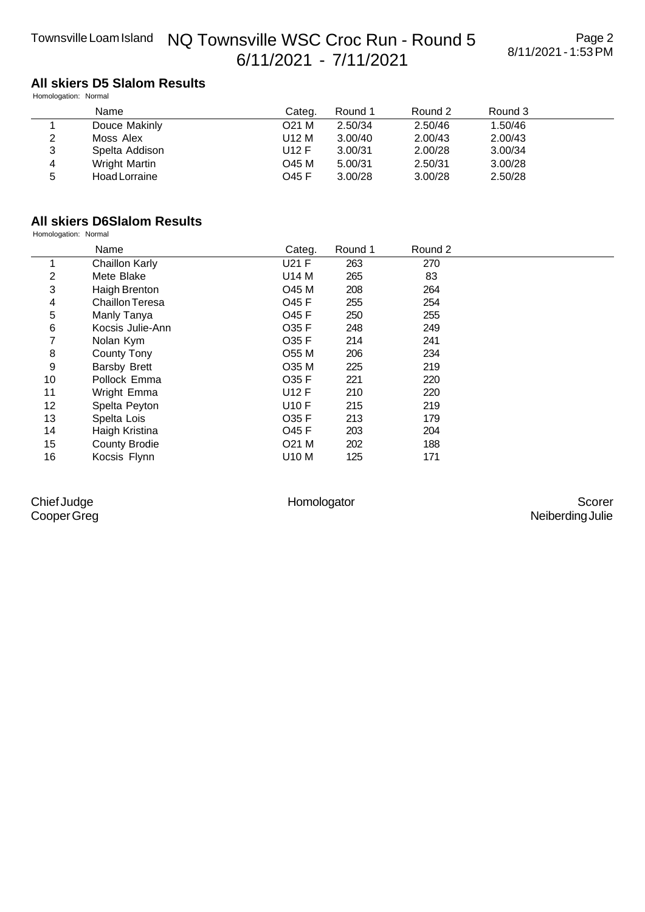## All skiers D5 Slalom Results

Homologation: Normal

| | Name | Categ. | Round 1 | Round 2 | Round 3 |
|---|---|---|---|---|---|
| 1 | Douce Makinly | O21 M | 2.50/34 | 2.50/46 | 1.50/46 |
| 2 | Moss Alex | U12 M | 3.00/40 | 2.00/43 | 2.00/43 |
| 3 | Spelta Addison | U12 F | 3.00/31 | 2.00/28 | 3.00/34 |
| 4 | Wright Martin | O45 M | 5.00/31 | 2.50/31 | 3.00/28 |
| 5 | Hoad Lorraine | O45 F | 3.00/28 | 3.00/28 | 2.50/28 |

## All skiers D6Slalom Results

Homologation: Normal

| | Name | Categ. | Round 1 | Round 2 |
|---|---|---|---|---|
| 1 | Chaillon Karly | U21 F | 263 | 270 |
| 2 | Mete Blake | U14 M | 265 | 83 |
| 3 | Haigh Brenton | O45 M | 208 | 264 |
| 4 | Chaillon Teresa | O45 F | 255 | 254 |
| 5 | Manly Tanya | O45 F | 250 | 255 |
| 6 | Kocsis Julie-Ann | O35 F | 248 | 249 |
| 7 | Nolan Kym | O35 F | 214 | 241 |
| 8 | County Tony | O55 M | 206 | 234 |
| 9 | Barsby Brett | O35 M | 225 | 219 |
| 10 | Pollock Emma | O35 F | 221 | 220 |
| 11 | Wright Emma | U12 F | 210 | 220 |
| 12 | Spelta Peyton | U10 F | 215 | 219 |
| 13 | Spelta Lois | O35 F | 213 | 179 |
| 14 | Haigh Kristina | O45 F | 203 | 204 |
| 15 | County Brodie | O21 M | 202 | 188 |
| 16 | Kocsis Flynn | U10 M | 125 | 171 |

Chief Judge
Cooper Greg

Homologator

Scorer
Neiberding Julie